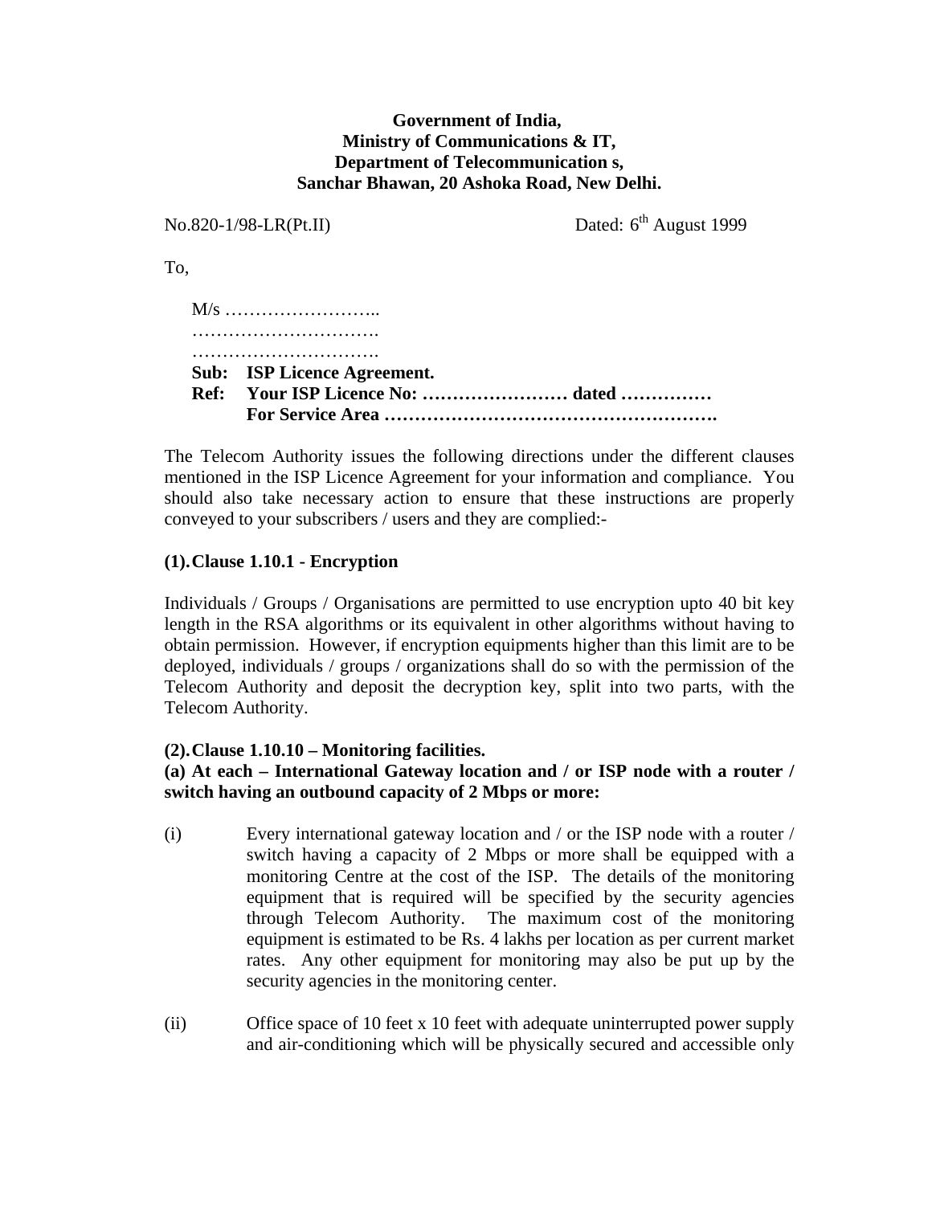**Government of India,**
**Ministry of Communications & IT,**
**Department of Telecommunication s,**
**Sanchar Bhawan, 20 Ashoka Road, New Delhi.**

No.820-1/98-LR(Pt.II) Dated: 6th August 1999

To,

M/s ……………………..
………………………….
………………………….

**Sub: ISP Licence Agreement.**
**Ref: Your ISP Licence No: …………………… dated ……………**
**For Service Area ……………………………………………….**

The Telecom Authority issues the following directions under the different clauses mentioned in the ISP Licence Agreement for your information and compliance. You should also take necessary action to ensure that these instructions are properly conveyed to your subscribers / users and they are complied:-

**(1). Clause 1.10.1 - Encryption**

Individuals / Groups / Organisations are permitted to use encryption upto 40 bit key length in the RSA algorithms or its equivalent in other algorithms without having to obtain permission. However, if encryption equipments higher than this limit are to be deployed, individuals / groups / organizations shall do so with the permission of the Telecom Authority and deposit the decryption key, split into two parts, with the Telecom Authority.

**(2). Clause 1.10.10 – Monitoring facilities.**
**(a) At each – International Gateway location and / or ISP node with a router / switch having an outbound capacity of 2 Mbps or more:**

(i) Every international gateway location and / or the ISP node with a router / switch having a capacity of 2 Mbps or more shall be equipped with a monitoring Centre at the cost of the ISP. The details of the monitoring equipment that is required will be specified by the security agencies through Telecom Authority. The maximum cost of the monitoring equipment is estimated to be Rs. 4 lakhs per location as per current market rates. Any other equipment for monitoring may also be put up by the security agencies in the monitoring center.

(ii) Office space of 10 feet x 10 feet with adequate uninterrupted power supply and air-conditioning which will be physically secured and accessible only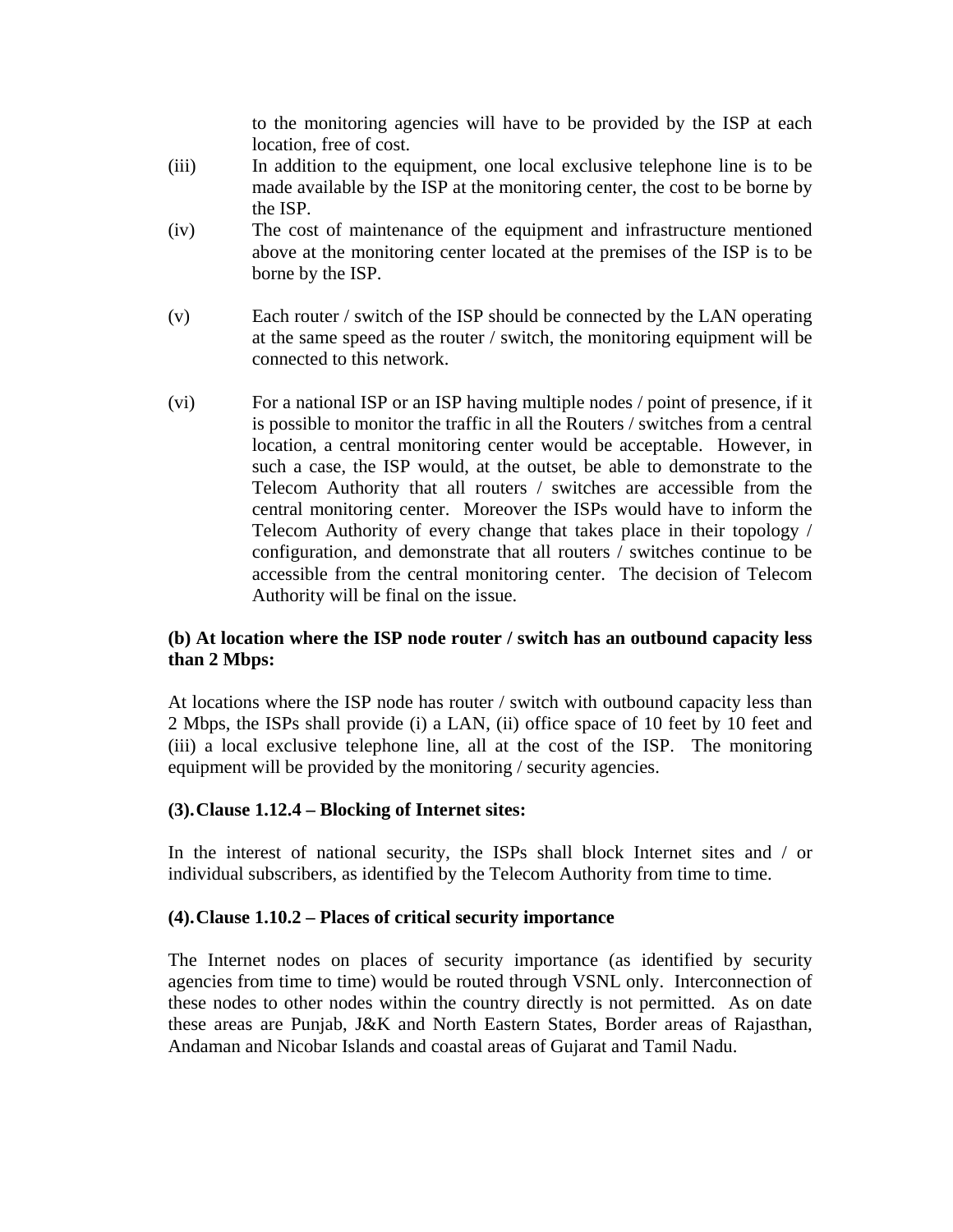to the monitoring agencies will have to be provided by the ISP at each location, free of cost.

(iii) In addition to the equipment, one local exclusive telephone line is to be made available by the ISP at the monitoring center, the cost to be borne by the ISP.

(iv) The cost of maintenance of the equipment and infrastructure mentioned above at the monitoring center located at the premises of the ISP is to be borne by the ISP.

(v) Each router / switch of the ISP should be connected by the LAN operating at the same speed as the router / switch, the monitoring equipment will be connected to this network.

(vi) For a national ISP or an ISP having multiple nodes / point of presence, if it is possible to monitor the traffic in all the Routers / switches from a central location, a central monitoring center would be acceptable. However, in such a case, the ISP would, at the outset, be able to demonstrate to the Telecom Authority that all routers / switches are accessible from the central monitoring center. Moreover the ISPs would have to inform the Telecom Authority of every change that takes place in their topology / configuration, and demonstrate that all routers / switches continue to be accessible from the central monitoring center. The decision of Telecom Authority will be final on the issue.

**(b) At location where the ISP node router / switch has an outbound capacity less than 2 Mbps:**

At locations where the ISP node has router / switch with outbound capacity less than 2 Mbps, the ISPs shall provide (i) a LAN, (ii) office space of 10 feet by 10 feet and (iii) a local exclusive telephone line, all at the cost of the ISP. The monitoring equipment will be provided by the monitoring / security agencies.

**(3). Clause 1.12.4 – Blocking of Internet sites:**

In the interest of national security, the ISPs shall block Internet sites and / or individual subscribers, as identified by the Telecom Authority from time to time.

**(4). Clause 1.10.2 – Places of critical security importance**

The Internet nodes on places of security importance (as identified by security agencies from time to time) would be routed through VSNL only. Interconnection of these nodes to other nodes within the country directly is not permitted. As on date these areas are Punjab, J&K and North Eastern States, Border areas of Rajasthan, Andaman and Nicobar Islands and coastal areas of Gujarat and Tamil Nadu.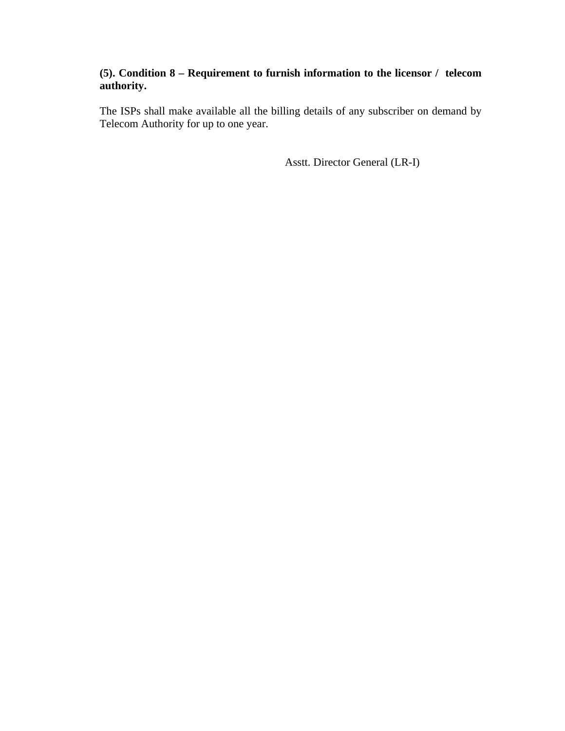**(5). Condition 8 – Requirement to furnish information to the licensor / telecom authority.**

The ISPs shall make available all the billing details of any subscriber on demand by Telecom Authority for up to one year.

Asstt. Director General (LR-I)